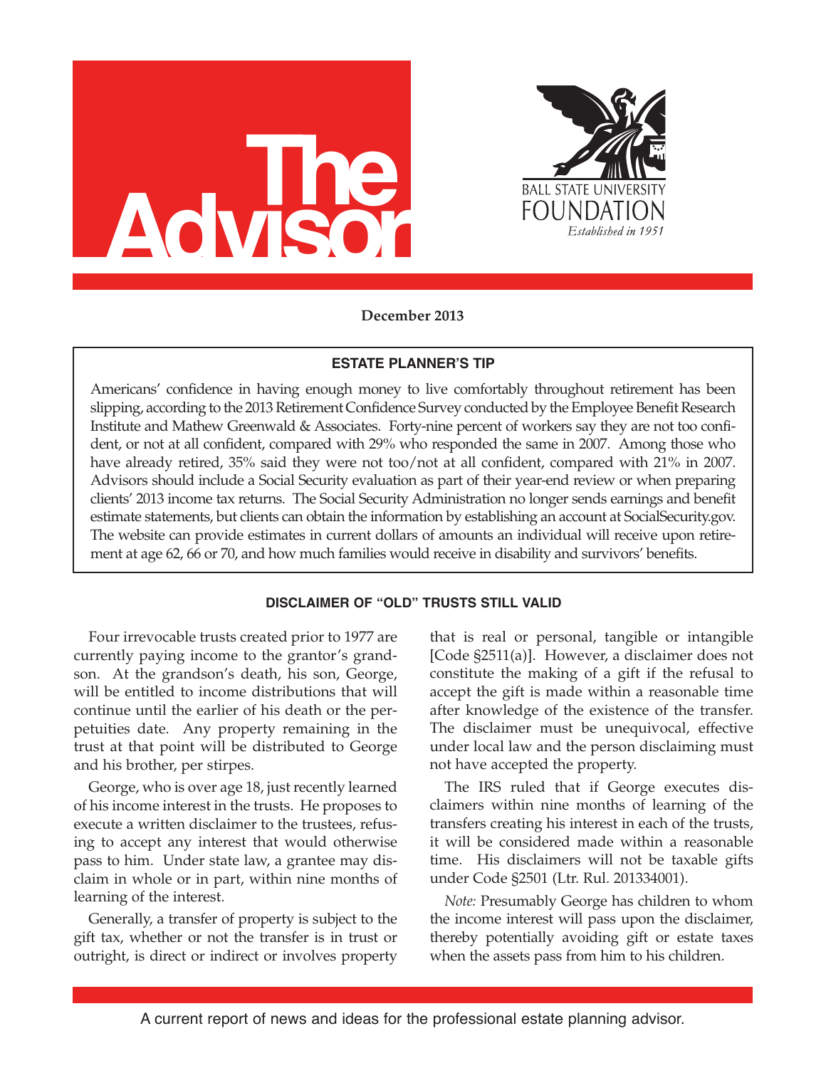# The Advisor

BALL STATE UNIVERSITY FOUNDATION
*Established in 1951*

**December 2013**

## ESTATE PLANNER'S TIP

Americans' confidence in having enough money to live comfortably throughout retirement has been slipping, according to the 2013 Retirement Confidence Survey conducted by the Employee Benefit Research Institute and Mathew Greenwald & Associates. Forty-nine percent of workers say they are not too confident, or not at all confident, compared with 29% who responded the same in 2007. Among those who have already retired, 35% said they were not too/not at all confident, compared with 21% in 2007. Advisors should include a Social Security evaluation as part of their year-end review or when preparing clients' 2013 income tax returns. The Social Security Administration no longer sends earnings and benefit estimate statements, but clients can obtain the information by establishing an account at SocialSecurity.gov. The website can provide estimates in current dollars of amounts an individual will receive upon retirement at age 62, 66 or 70, and how much families would receive in disability and survivors' benefits.

## DISCLAIMER OF "OLD" TRUSTS STILL VALID

Four irrevocable trusts created prior to 1977 are currently paying income to the grantor's grandson. At the grandson's death, his son, George, will be entitled to income distributions that will continue until the earlier of his death or the perpetuities date. Any property remaining in the trust at that point will be distributed to George and his brother, per stirpes.

George, who is over age 18, just recently learned of his income interest in the trusts. He proposes to execute a written disclaimer to the trustees, refusing to accept any interest that would otherwise pass to him. Under state law, a grantee may disclaim in whole or in part, within nine months of learning of the interest.

Generally, a transfer of property is subject to the gift tax, whether or not the transfer is in trust or outright, is direct or indirect or involves property that is real or personal, tangible or intangible [Code §2511(a)]. However, a disclaimer does not constitute the making of a gift if the refusal to accept the gift is made within a reasonable time after knowledge of the existence of the transfer. The disclaimer must be unequivocal, effective under local law and the person disclaiming must not have accepted the property.

The IRS ruled that if George executes disclaimers within nine months of learning of the transfers creating his interest in each of the trusts, it will be considered made within a reasonable time. His disclaimers will not be taxable gifts under Code §2501 (Ltr. Rul. 201334001).

*Note:* Presumably George has children to whom the income interest will pass upon the disclaimer, thereby potentially avoiding gift or estate taxes when the assets pass from him to his children.

A current report of news and ideas for the professional estate planning advisor.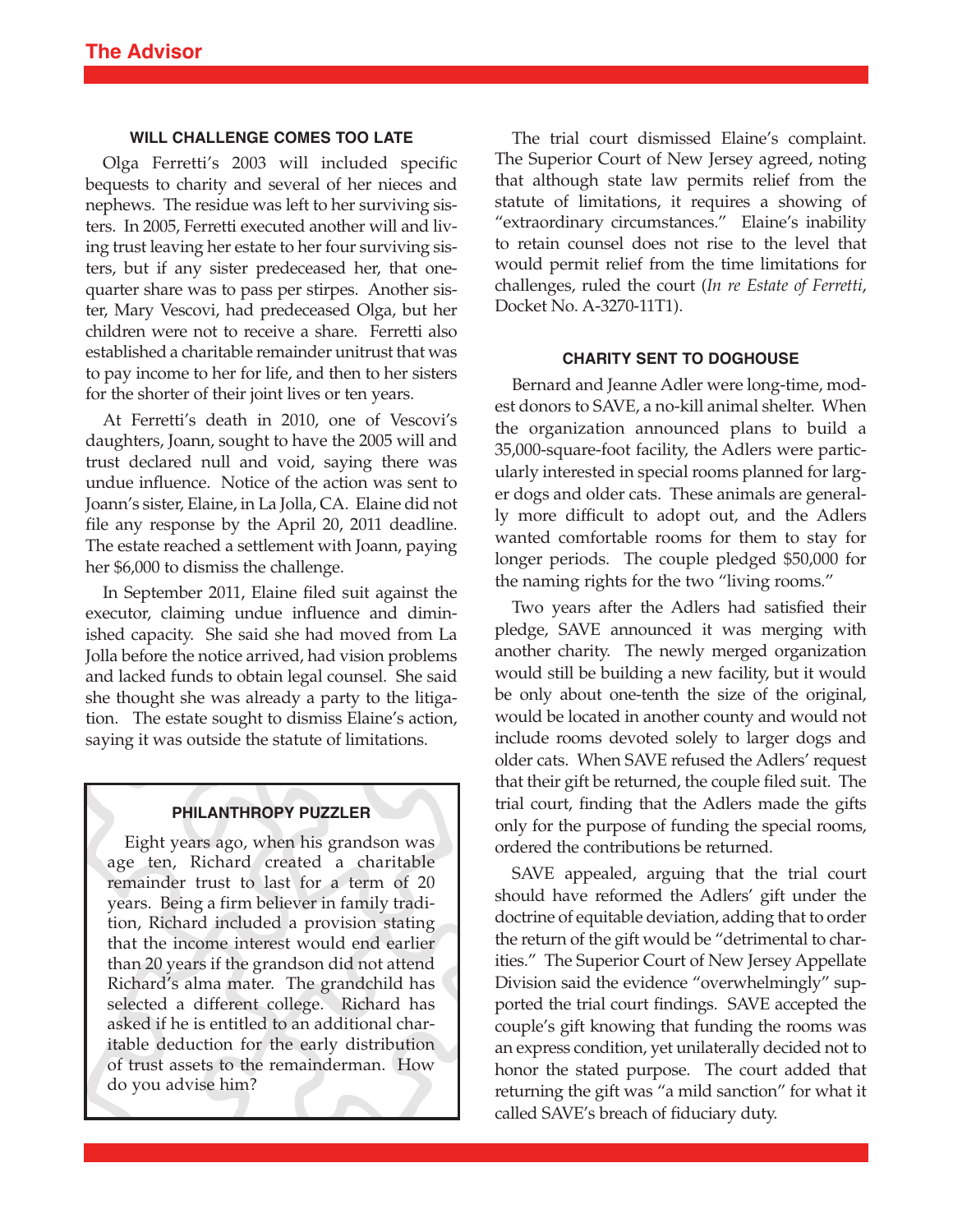### WILL CHALLENGE COMES TOO LATE

Olga Ferretti's 2003 will included specific bequests to charity and several of her nieces and nephews. The residue was left to her surviving sisters. In 2005, Ferretti executed another will and living trust leaving her estate to her four surviving sisters, but if any sister predeceased her, that one-quarter share was to pass per stirpes. Another sister, Mary Vescovi, had predeceased Olga, but her children were not to receive a share. Ferretti also established a charitable remainder unitrust that was to pay income to her for life, and then to her sisters for the shorter of their joint lives or ten years.

At Ferretti's death in 2010, one of Vescovi's daughters, Joann, sought to have the 2005 will and trust declared null and void, saying there was undue influence. Notice of the action was sent to Joann's sister, Elaine, in La Jolla, CA. Elaine did not file any response by the April 20, 2011 deadline. The estate reached a settlement with Joann, paying her $6,000 to dismiss the challenge.

In September 2011, Elaine filed suit against the executor, claiming undue influence and diminished capacity. She said she had moved from La Jolla before the notice arrived, had vision problems and lacked funds to obtain legal counsel. She said she thought she was already a party to the litigation. The estate sought to dismiss Elaine's action, saying it was outside the statute of limitations.

The trial court dismissed Elaine's complaint. The Superior Court of New Jersey agreed, noting that although state law permits relief from the statute of limitations, it requires a showing of "extraordinary circumstances." Elaine's inability to retain counsel does not rise to the level that would permit relief from the time limitations for challenges, ruled the court (*In re Estate of Ferretti*, Docket No. A-3270-11T1).

### PHILANTHROPY PUZZLER

Eight years ago, when his grandson was age ten, Richard created a charitable remainder trust to last for a term of 20 years. Being a firm believer in family tradition, Richard included a provision stating that the income interest would end earlier than 20 years if the grandson did not attend Richard's alma mater. The grandchild has selected a different college. Richard has asked if he is entitled to an additional charitable deduction for the early distribution of trust assets to the remainderman. How do you advise him?

### CHARITY SENT TO DOGHOUSE

Bernard and Jeanne Adler were long-time, modest donors to SAVE, a no-kill animal shelter. When the organization announced plans to build a 35,000-square-foot facility, the Adlers were particularly interested in special rooms planned for larger dogs and older cats. These animals are generally more difficult to adopt out, and the Adlers wanted comfortable rooms for them to stay for longer periods. The couple pledged $50,000 for the naming rights for the two "living rooms."

Two years after the Adlers had satisfied their pledge, SAVE announced it was merging with another charity. The newly merged organization would still be building a new facility, but it would be only about one-tenth the size of the original, would be located in another county and would not include rooms devoted solely to larger dogs and older cats. When SAVE refused the Adlers' request that their gift be returned, the couple filed suit. The trial court, finding that the Adlers made the gifts only for the purpose of funding the special rooms, ordered the contributions be returned.

SAVE appealed, arguing that the trial court should have reformed the Adlers' gift under the doctrine of equitable deviation, adding that to order the return of the gift would be "detrimental to charities." The Superior Court of New Jersey Appellate Division said the evidence "overwhelmingly" supported the trial court findings. SAVE accepted the couple's gift knowing that funding the rooms was an express condition, yet unilaterally decided not to honor the stated purpose. The court added that returning the gift was "a mild sanction" for what it called SAVE's breach of fiduciary duty.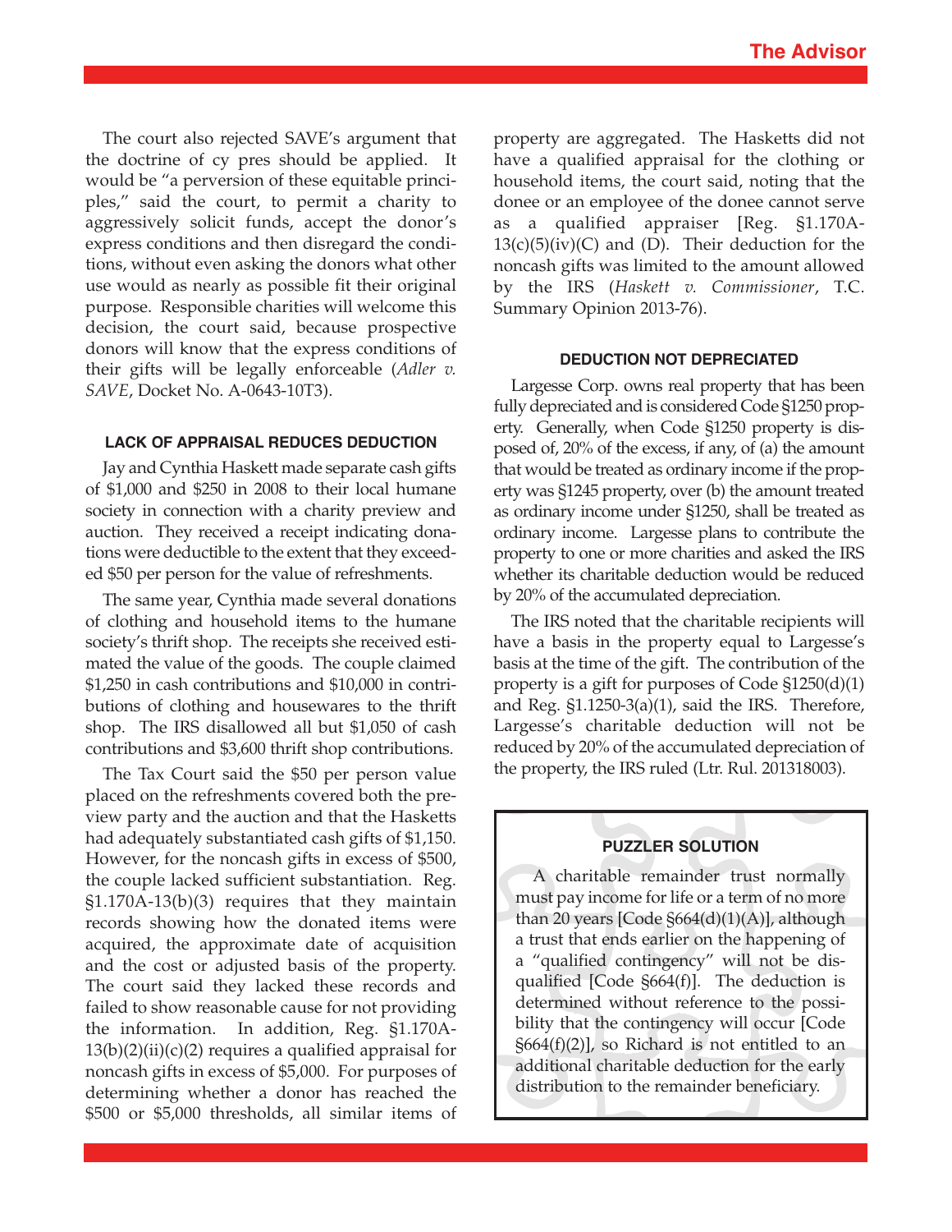The court also rejected SAVE's argument that the doctrine of cy pres should be applied. It would be "a perversion of these equitable principles," said the court, to permit a charity to aggressively solicit funds, accept the donor's express conditions and then disregard the conditions, without even asking the donors what other use would as nearly as possible fit their original purpose. Responsible charities will welcome this decision, the court said, because prospective donors will know that the express conditions of their gifts will be legally enforceable (*Adler v. SAVE*, Docket No. A-0643-10T3).

#### LACK OF APPRAISAL REDUCES DEDUCTION

Jay and Cynthia Haskett made separate cash gifts of $1,000 and $250 in 2008 to their local humane society in connection with a charity preview and auction. They received a receipt indicating donations were deductible to the extent that they exceeded $50 per person for the value of refreshments.

The same year, Cynthia made several donations of clothing and household items to the humane society's thrift shop. The receipts she received estimated the value of the goods. The couple claimed $1,250 in cash contributions and $10,000 in contributions of clothing and housewares to the thrift shop. The IRS disallowed all but $1,050 of cash contributions and $3,600 thrift shop contributions.

The Tax Court said the $50 per person value placed on the refreshments covered both the preview party and the auction and that the Hasketts had adequately substantiated cash gifts of $1,150. However, for the noncash gifts in excess of $500, the couple lacked sufficient substantiation. Reg. §1.170A-13(b)(3) requires that they maintain records showing how the donated items were acquired, the approximate date of acquisition and the cost or adjusted basis of the property. The court said they lacked these records and failed to show reasonable cause for not providing the information. In addition, Reg. §1.170A-13(b)(2)(ii)(c)(2) requires a qualified appraisal for noncash gifts in excess of $5,000. For purposes of determining whether a donor has reached the $500 or $5,000 thresholds, all similar items of property are aggregated. The Hasketts did not have a qualified appraisal for the clothing or household items, the court said, noting that the donee or an employee of the donee cannot serve as a qualified appraiser [Reg. §1.170A-13(c)(5)(iv)(C) and (D). Their deduction for the noncash gifts was limited to the amount allowed by the IRS (*Haskett v. Commissioner*, T.C. Summary Opinion 2013-76).

#### DEDUCTION NOT DEPRECIATED

Largesse Corp. owns real property that has been fully depreciated and is considered Code §1250 property. Generally, when Code §1250 property is disposed of, 20% of the excess, if any, of (a) the amount that would be treated as ordinary income if the property was §1245 property, over (b) the amount treated as ordinary income under §1250, shall be treated as ordinary income. Largesse plans to contribute the property to one or more charities and asked the IRS whether its charitable deduction would be reduced by 20% of the accumulated depreciation.

The IRS noted that the charitable recipients will have a basis in the property equal to Largesse's basis at the time of the gift. The contribution of the property is a gift for purposes of Code §1250(d)(1) and Reg. §1.1250-3(a)(1), said the IRS. Therefore, Largesse's charitable deduction will not be reduced by 20% of the accumulated depreciation of the property, the IRS ruled (Ltr. Rul. 201318003).

#### PUZZLER SOLUTION

A charitable remainder trust normally must pay income for life or a term of no more than 20 years [Code §664(d)(1)(A)], although a trust that ends earlier on the happening of a "qualified contingency" will not be disqualified [Code §664(f)]. The deduction is determined without reference to the possibility that the contingency will occur [Code §664(f)(2)], so Richard is not entitled to an additional charitable deduction for the early distribution to the remainder beneficiary.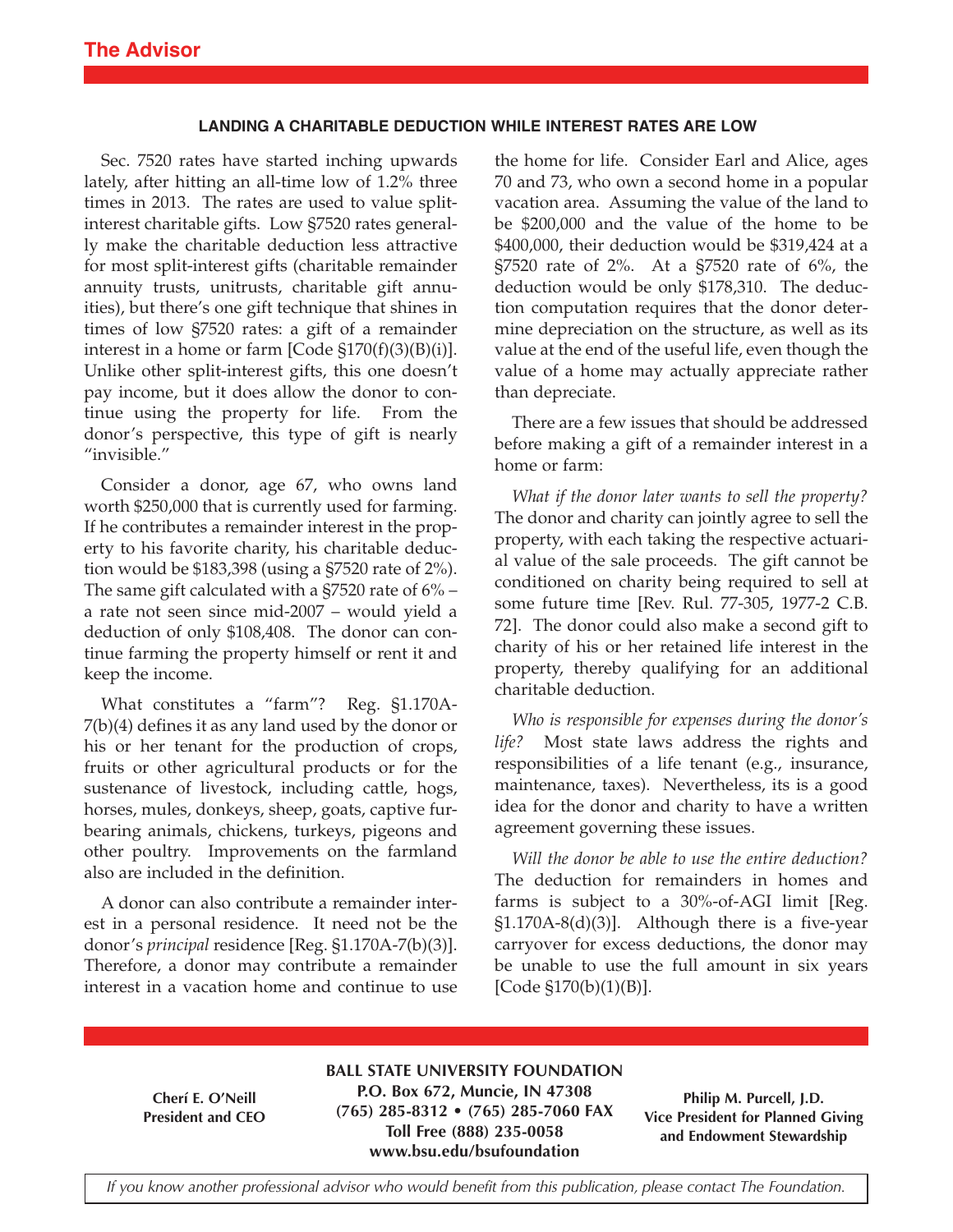# The Advisor

## LANDING A CHARITABLE DEDUCTION WHILE INTEREST RATES ARE LOW

Sec. 7520 rates have started inching upwards lately, after hitting an all-time low of 1.2% three times in 2013. The rates are used to value split-interest charitable gifts. Low §7520 rates generally make the charitable deduction less attractive for most split-interest gifts (charitable remainder annuity trusts, unitrusts, charitable gift annuities), but there's one gift technique that shines in times of low §7520 rates: a gift of a remainder interest in a home or farm [Code §170(f)(3)(B)(i)]. Unlike other split-interest gifts, this one doesn't pay income, but it does allow the donor to continue using the property for life. From the donor's perspective, this type of gift is nearly "invisible."

Consider a donor, age 67, who owns land worth $250,000 that is currently used for farming. If he contributes a remainder interest in the property to his favorite charity, his charitable deduction would be $183,398 (using a §7520 rate of 2%). The same gift calculated with a §7520 rate of 6% – a rate not seen since mid-2007 – would yield a deduction of only $108,408. The donor can continue farming the property himself or rent it and keep the income.

What constitutes a "farm"? Reg. §1.170A-7(b)(4) defines it as any land used by the donor or his or her tenant for the production of crops, fruits or other agricultural products or for the sustenance of livestock, including cattle, hogs, horses, mules, donkeys, sheep, goats, captive furbearing animals, chickens, turkeys, pigeons and other poultry. Improvements on the farmland also are included in the definition.

A donor can also contribute a remainder interest in a personal residence. It need not be the donor's *principal* residence [Reg. §1.170A-7(b)(3)]. Therefore, a donor may contribute a remainder interest in a vacation home and continue to use the home for life. Consider Earl and Alice, ages 70 and 73, who own a second home in a popular vacation area. Assuming the value of the land to be $200,000 and the value of the home to be $400,000, their deduction would be $319,424 at a §7520 rate of 2%. At a §7520 rate of 6%, the deduction would be only $178,310. The deduction computation requires that the donor determine depreciation on the structure, as well as its value at the end of the useful life, even though the value of a home may actually appreciate rather than depreciate.

There are a few issues that should be addressed before making a gift of a remainder interest in a home or farm:

*What if the donor later wants to sell the property?* The donor and charity can jointly agree to sell the property, with each taking the respective actuarial value of the sale proceeds. The gift cannot be conditioned on charity being required to sell at some future time [Rev. Rul. 77-305, 1977-2 C.B. 72]. The donor could also make a second gift to charity of his or her retained life interest in the property, thereby qualifying for an additional charitable deduction.

*Who is responsible for expenses during the donor's life?* Most state laws address the rights and responsibilities of a life tenant (e.g., insurance, maintenance, taxes). Nevertheless, its is a good idea for the donor and charity to have a written agreement governing these issues.

*Will the donor be able to use the entire deduction?* The deduction for remainders in homes and farms is subject to a 30%-of-AGI limit [Reg. §1.170A-8(d)(3)]. Although there is a five-year carryover for excess deductions, the donor may be unable to use the full amount in six years [Code §170(b)(1)(B)].

**Cherí E. O'Neill**
**President and CEO**

**BALL STATE UNIVERSITY FOUNDATION**
**P.O. Box 672, Muncie, IN 47308**
**(765) 285-8312 • (765) 285-7060 FAX**
**Toll Free (888) 235-0058**
**www.bsu.edu/bsufoundation**

**Philip M. Purcell, J.D.**
**Vice President for Planned Giving and Endowment Stewardship**

*If you know another professional advisor who would benefit from this publication, please contact The Foundation.*